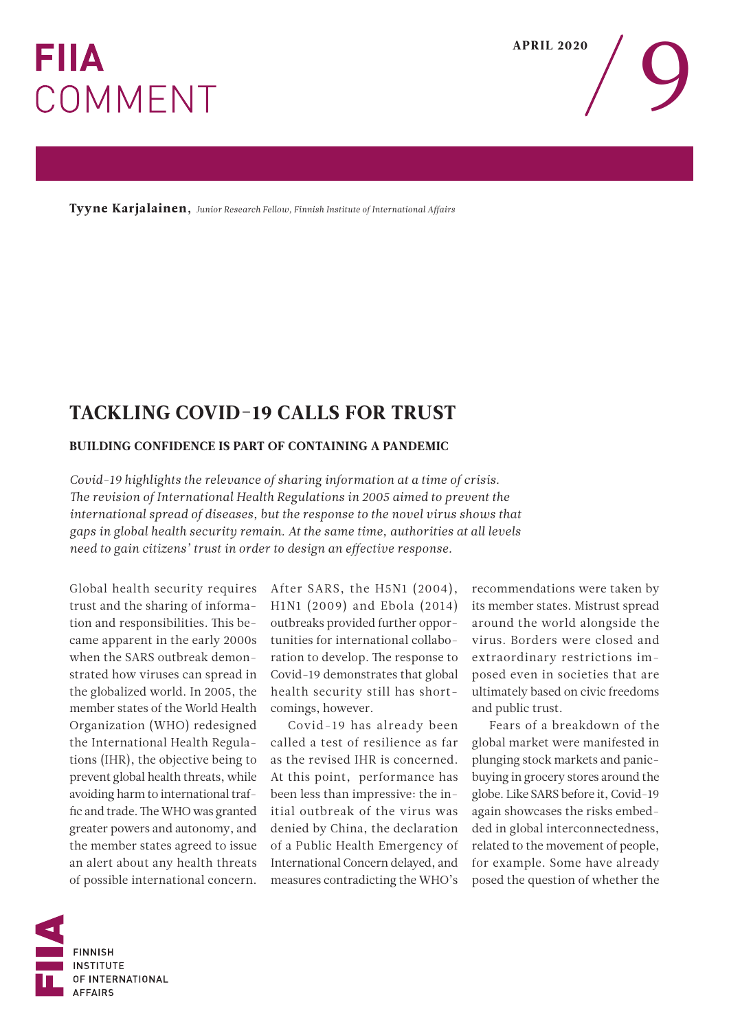# FIIA COMMENT

APRIL 2020 / 9

**Tyyne Karjalainen,** *Junior Research Fellow, Finnish Institute of International Affairs*

## TACKLING COVID-19 CALLS FOR TRUST

### BUILDING CONFIDENCE IS PART OF CONTAINING A PANDEMIC

*Covid-19 highlights the relevance of sharing information at a time of crisis. The revision of International Health Regulations in 2005 aimed to prevent the international spread of diseases, but the response to the novel virus shows that gaps in global health security remain. At the same time, authorities at all levels need to gain citizens' trust in order to design an effective response.*

Global health security requires trust and the sharing of information and responsibilities. This became apparent in the early 2000s when the SARS outbreak demonstrated how viruses can spread in the globalized world. In 2005, the member states of the World Health Organization (WHO) redesigned the International Health Regulations (IHR), the objective being to prevent global health threats, while avoiding harm to international traffic and trade. The WHO was granted greater powers and autonomy, and the member states agreed to issue an alert about any health threats of possible international concern. After SARS, the H5N1 (2004), H1N1 (2009) and Ebola (2014) outbreaks provided further opportunities for international collaboration to develop. The response to Covid-19 demonstrates that global health security still has shortcomings, however.

Covid-19 has already been called a test of resilience as far as the revised IHR is concerned. At this point, performance has been less than impressive: the initial outbreak of the virus was denied by China, the declaration of a Public Health Emergency of International Concern delayed, and measures contradicting the WHO's recommendations were taken by its member states. Mistrust spread around the world alongside the virus. Borders were closed and extraordinary restrictions imposed even in societies that are ultimately based on civic freedoms and public trust.

Fears of a breakdown of the global market were manifested in plunging stock markets and panic-buying in grocery stores around the globe. Like SARS before it, Covid-19 again showcases the risks embedded in global interconnectedness, related to the movement of people, for example. Some have already posed the question of whether the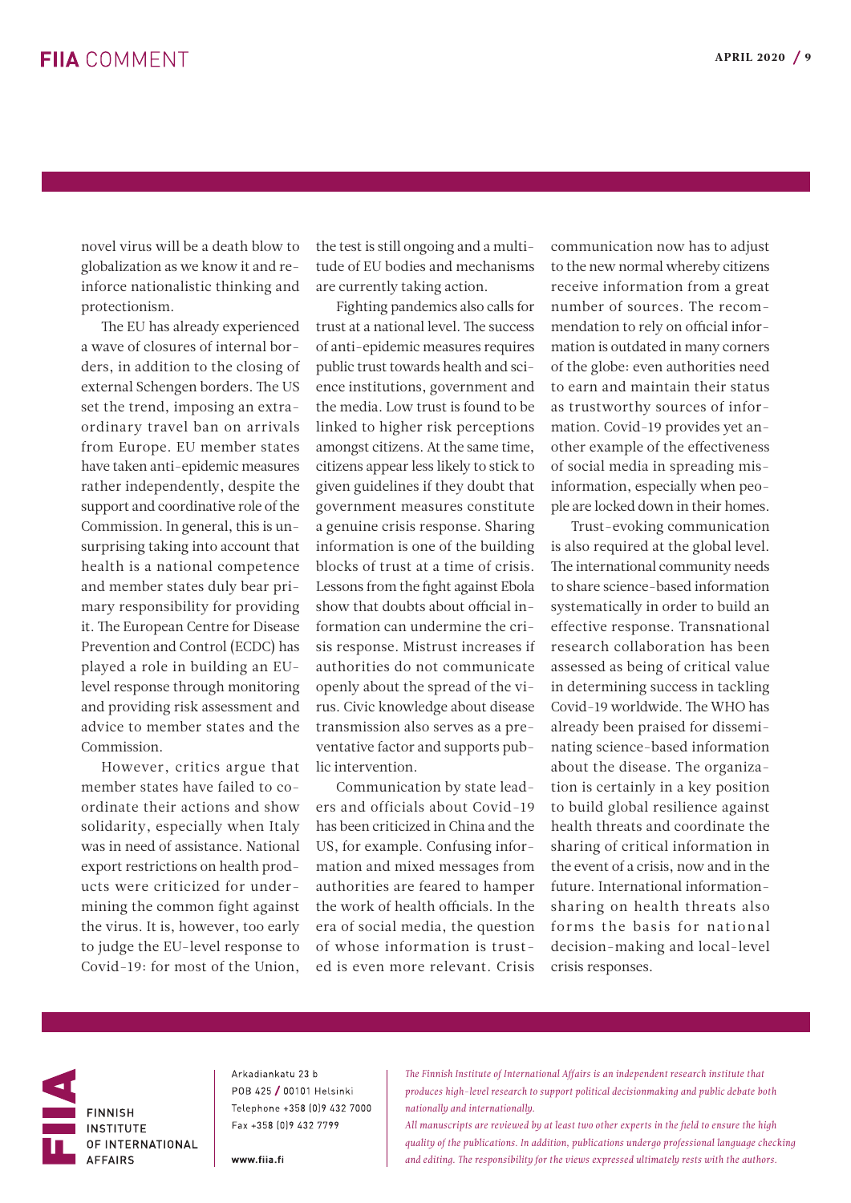novel virus will be a death blow to globalization as we know it and reinforce nationalistic thinking and protectionism.

The EU has already experienced a wave of closures of internal borders, in addition to the closing of external Schengen borders. The US set the trend, imposing an extraordinary travel ban on arrivals from Europe. EU member states have taken anti-epidemic measures rather independently, despite the support and coordinative role of the Commission. In general, this is unsurprising taking into account that health is a national competence and member states duly bear primary responsibility for providing it. The European Centre for Disease Prevention and Control (ECDC) has played a role in building an EU-level response through monitoring and providing risk assessment and advice to member states and the Commission.

However, critics argue that member states have failed to coordinate their actions and show solidarity, especially when Italy was in need of assistance. National export restrictions on health products were criticized for undermining the common fight against the virus. It is, however, too early to judge the EU-level response to Covid-19: for most of the Union, the test is still ongoing and a multitude of EU bodies and mechanisms are currently taking action.

Fighting pandemics also calls for trust at a national level. The success of anti-epidemic measures requires public trust towards health and science institutions, government and the media. Low trust is found to be linked to higher risk perceptions amongst citizens. At the same time, citizens appear less likely to stick to given guidelines if they doubt that government measures constitute a genuine crisis response. Sharing information is one of the building blocks of trust at a time of crisis. Lessons from the fight against Ebola show that doubts about official information can undermine the crisis response. Mistrust increases if authorities do not communicate openly about the spread of the virus. Civic knowledge about disease transmission also serves as a preventative factor and supports public intervention.

Communication by state leaders and officials about Covid-19 has been criticized in China and the US, for example. Confusing information and mixed messages from authorities are feared to hamper the work of health officials. In the era of social media, the question of whose information is trusted is even more relevant. Crisis communication now has to adjust to the new normal whereby citizens receive information from a great number of sources. The recommendation to rely on official information is outdated in many corners of the globe: even authorities need to earn and maintain their status as trustworthy sources of information. Covid-19 provides yet another example of the effectiveness of social media in spreading misinformation, especially when people are locked down in their homes.

Trust-evoking communication is also required at the global level. The international community needs to share science-based information systematically in order to build an effective response. Transnational research collaboration has been assessed as being of critical value in determining success in tackling Covid-19 worldwide. The WHO has already been praised for disseminating science-based information about the disease. The organization is certainly in a key position to build global resilience against health threats and coordinate the sharing of critical information in the event of a crisis, now and in the future. International information-sharing on health threats also forms the basis for national decision-making and local-level crisis responses.

FINNISH INSTITUTE OF INTERNATIONAL AFFAIRS

Arkadiankatu 23 b
POB 425 / 00101 Helsinki
Telephone +358 (0)9 432 7000
Fax +358 (0)9 432 7799

www.fiia.fi

*The Finnish Institute of International Affairs is an independent research institute that produces high-level research to support political decisionmaking and public debate both nationally and internationally.*

*All manuscripts are reviewed by at least two other experts in the field to ensure the high quality of the publications. In addition, publications undergo professional language checking and editing. The responsibility for the views expressed ultimately rests with the authors.*